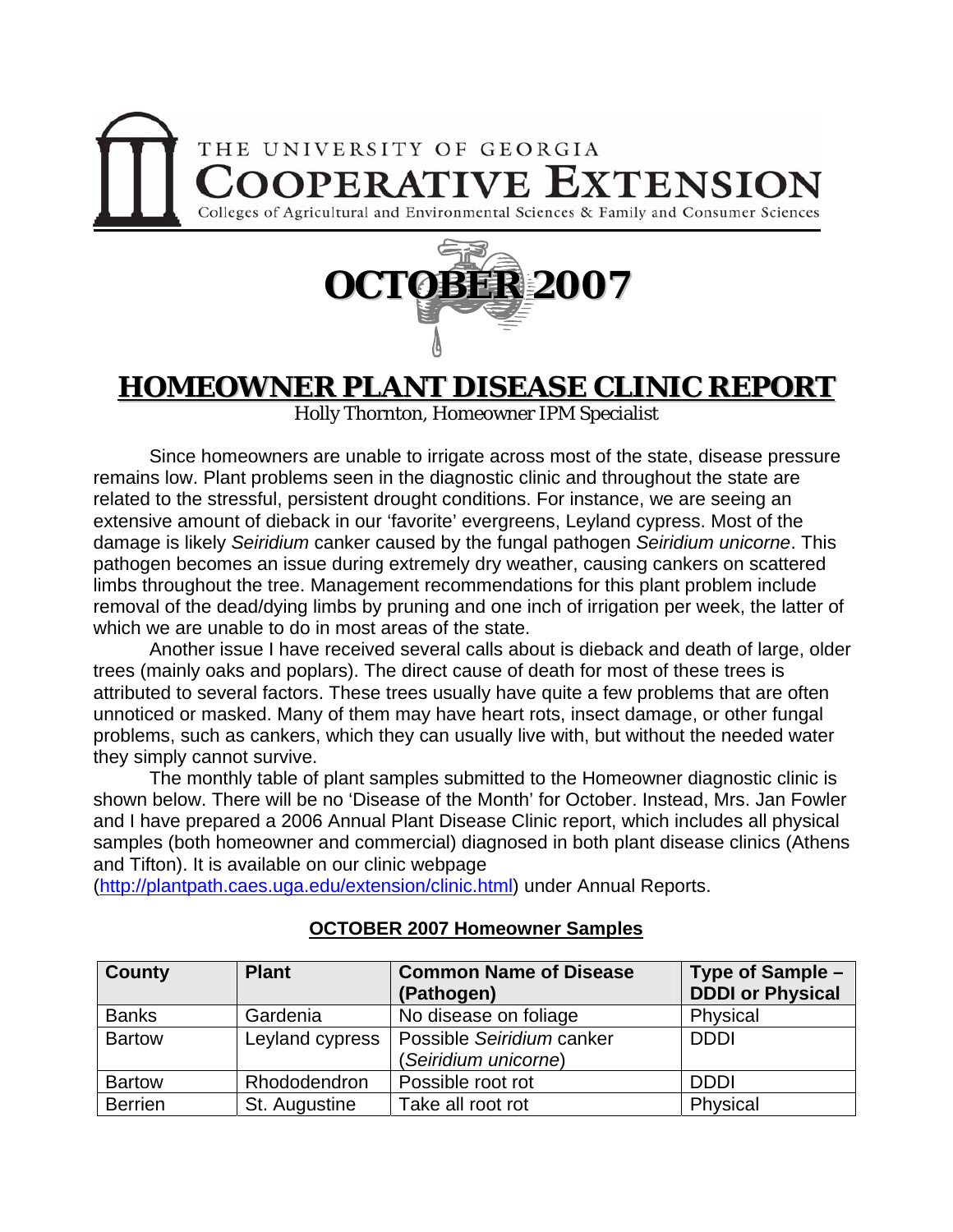THE UNIVERSITY OF GEORGIA

**COOPERATIVE EXTENSION**

Colleges of Agricultural and Environmental Sciences & Family and Consumer Sciences

# OCTOBER 2007

# HOMEOWNER PLANT DISEASE CLINIC REPORT

Holly Thornton, Homeowner IPM Specialist

Since homeowners are unable to irrigate across most of the state, disease pressure remains low. Plant problems seen in the diagnostic clinic and throughout the state are related to the stressful, persistent drought conditions. For instance, we are seeing an extensive amount of dieback in our 'favorite' evergreens, Leyland cypress. Most of the damage is likely *Seiridium* canker caused by the fungal pathogen *Seiridium unicorne*. This pathogen becomes an issue during extremely dry weather, causing cankers on scattered limbs throughout the tree. Management recommendations for this plant problem include removal of the dead/dying limbs by pruning and one inch of irrigation per week, the latter of which we are unable to do in most areas of the state.

Another issue I have received several calls about is dieback and death of large, older trees (mainly oaks and poplars). The direct cause of death for most of these trees is attributed to several factors. These trees usually have quite a few problems that are often unnoticed or masked. Many of them may have heart rots, insect damage, or other fungal problems, such as cankers, which they can usually live with, but without the needed water they simply cannot survive.

The monthly table of plant samples submitted to the Homeowner diagnostic clinic is shown below. There will be no 'Disease of the Month' for October. Instead, Mrs. Jan Fowler and I have prepared a 2006 Annual Plant Disease Clinic report, which includes all physical samples (both homeowner and commercial) diagnosed in both plant disease clinics (Athens and Tifton). It is available on our clinic webpage (http://plantpath.caes.uga.edu/extension/clinic.html) under Annual Reports.

**OCTOBER 2007 Homeowner Samples**

| County | Plant | Common Name of Disease (Pathogen) | Type of Sample – DDDI or Physical |
|---|---|---|---|
| Banks | Gardenia | No disease on foliage | Physical |
| Bartow | Leyland cypress | Possible *Seiridium* canker (*Seiridium unicorne*) | DDDI |
| Bartow | Rhododendron | Possible root rot | DDDI |
| Berrien | St. Augustine | Take all root rot | Physical |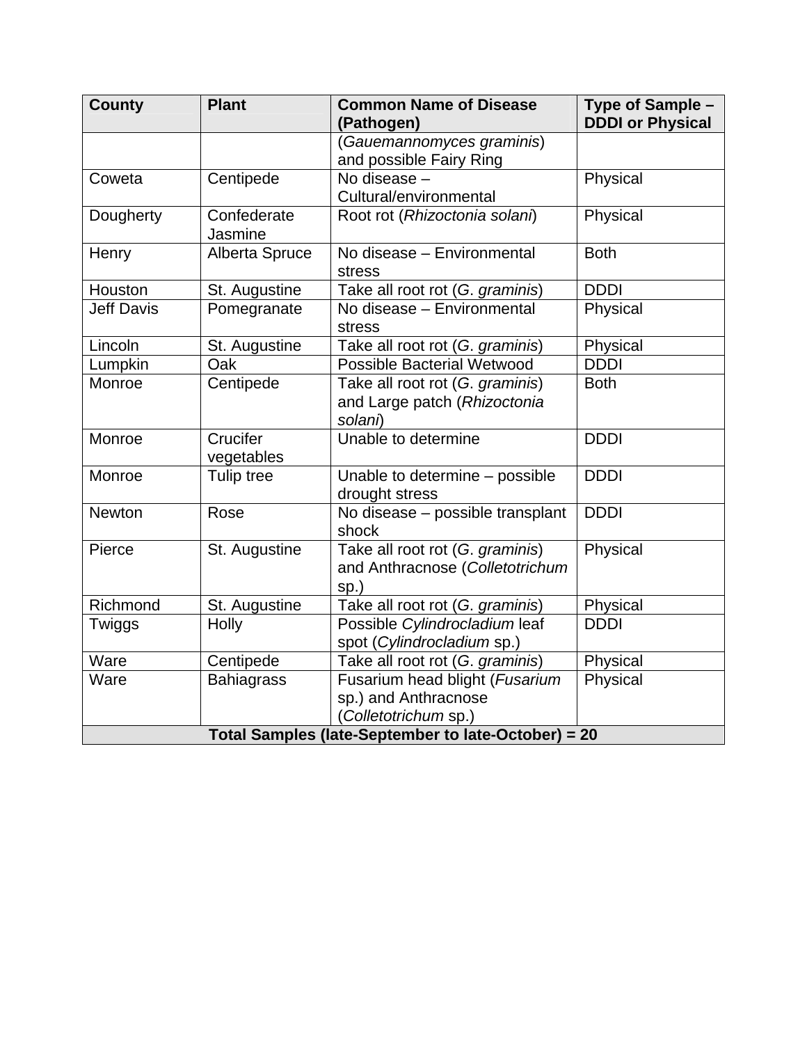| County | Plant | Common Name of Disease (Pathogen) | Type of Sample – DDDI or Physical |
|---|---|---|---|
| | | (*Gauemannomyces graminis*) and possible Fairy Ring | |
| Coweta | Centipede | No disease – Cultural/environmental | Physical |
| Dougherty | Confederate Jasmine | Root rot (*Rhizoctonia solani*) | Physical |
| Henry | Alberta Spruce | No disease – Environmental stress | Both |
| Houston | St. Augustine | Take all root rot (*G. graminis*) | DDDI |
| Jeff Davis | Pomegranate | No disease – Environmental stress | Physical |
| Lincoln | St. Augustine | Take all root rot (*G. graminis*) | Physical |
| Lumpkin | Oak | Possible Bacterial Wetwood | DDDI |
| Monroe | Centipede | Take all root rot (*G. graminis*) and Large patch (*Rhizoctonia solani*) | Both |
| Monroe | Crucifer vegetables | Unable to determine | DDDI |
| Monroe | Tulip tree | Unable to determine – possible drought stress | DDDI |
| Newton | Rose | No disease – possible transplant shock | DDDI |
| Pierce | St. Augustine | Take all root rot (*G. graminis*) and Anthracnose (*Colletotrichum* sp.) | Physical |
| Richmond | St. Augustine | Take all root rot (*G. graminis*) | Physical |
| Twiggs | Holly | Possible *Cylindrocladium* leaf spot (*Cylindrocladium* sp.) | DDDI |
| Ware | Centipede | Take all root rot (*G. graminis*) | Physical |
| Ware | Bahiagrass | Fusarium head blight (*Fusarium* sp.) and Anthracnose (*Colletotrichum* sp.) | Physical |
| **Total Samples (late-September to late-October) = 20** | | | |